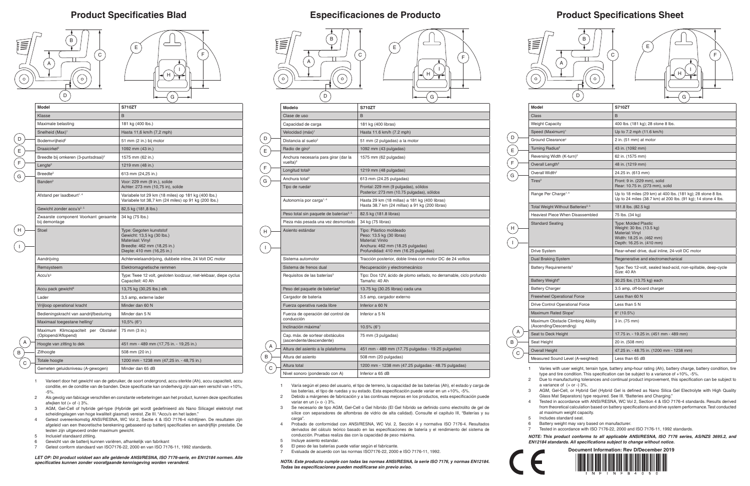# Product Specificaties Blad

| | Model | S710ZT |
|---|---|---|
| | Klasse | B |
| | Maximale belasting | 181 kg (400 lbs.) |
| | Snelheid (Max)[1] | Hasta 11,6 km/h (7,2 mph) |
| D | Bodemvrijheid[2] | 51 mm (2 in.) bij motor |
| E | Draaicirkel[2] | 1092 mm (43 in.) |
| | Breedte bij omkeren (3-puntsdraai)[2] | 1575 mm (62 in.) |
| F | Lengte[2] | 1219 mm (48 in.) |
| G | Breedte[2] | 613 mm (24,25 in.) |
| | Banden[2] | Voor: 229 mm (9 in.), solide<br>Achter: 273 mm (10,75 in), solide |
| | Afstand per laadbeurt[1, 4] | Variabele tot 29 km (18 miles) op 181 kg (400 lbs.)<br>Variabele tot 38,7 km (24 miles) op 91 kg (200 lbs.) |
| | Gewicht zonder accu's[2, 5] | 82,5 kg (181,8 lbs.) |
| | Zwaarste component Voorkant geraamte bij demontage | 34 kg (75 lbs.) |
| H, I | Stoel | Type: Gegoten kunststof<br>Gewicht: 13,5 kg (30 lbs.)<br>Materiaal: Vinyl<br>Breedte: 462 mm (18,25 in.)<br>Diepte: 410 mm (16,25 in.) |
| | Aandrijving | Achterwielaandrijving, dubbele inline, 24 Volt DC motor |
| | Remsysteem | Elektromagnetische remmen |
| | Accu's[3] | Type: Twee 12 volt, gesloten loodzuur, niet-lekbaar, diepe cyclus<br>Capaciteit: 40 Ah |
| | Accu pack gewicht[6] | 13,75 kg (30,25 lbs.) elk |
| | Lader | 3,5 amp, externe lader |
| | Vrijloop operational kracht | Minder dan 60 N |
| | Bedieningskracht van aandrijfbesturing | Minder dan 5 N |
| | Maximaal toegestane helling[7] | 10,5% (6°) |
| | Maximum Klimcapaciteit per Obstakel (Oplopend/Aflopend) | 75 mm (3 in.) |
| A | Hoogte van zitting to dek | 451 mm - 489 mm (17,75 in. - 19,25 in.) |
| B | Zithoogte | 508 mm (20 in.) |
| C | Totale hoogte | 1200 mm - 1238 mm (47,25 in. - 48,75 in.) |
| | Gemeten geluidsniveau (A-gewogen) | Minder dan 65 dB |

1. Varieert door het gewicht van de gebruiker, de soort ondergrond, accu sterkte (Ah), accu capaciteit, accu conditie, en de conditie van de banden. Deze specificatie kan onderhevig zijn aan een verschil van +10%, -5%.
2. Als gevolg van fabicage verschillen en constante verbeteringen aan het product, kunnen deze specificaties afwjken tot (+ of -) 3%.
3. AGM, Gel-Cell of hybride gel-type (Hybride gel wordt gedefinieerd als Nano Silicagel elektrolyt met scheidingslagen van hoge kwaliteit glasmat) vereist. Zie III. "Accu's en het laden."
4. Getest overeenkomstig ANSI/RESNA, WC Vol 2, Sectie 4 & ISO 7176-4 richtlijnen. De resultaten zijn afgeleid van een theoretische berekening gebaseerd op batterij specificaties en aandrijflijn prestatie. De testen zijn uitgevoerd onder maximum gewicht.
5. Inclusief standaard zitting.
6. Gewicht van de batterij kunnen variëren, afhankelijk van fabrikant
7. Getest conform standaard van ISO7176-22, 2000 en van ISO 7176-11, 1992 standards.

***LET OP: Dit product voldoet aan alle geldende ANSI/RESNA, ISO 7176-serie, en EN12184 normen. Alle specificaties kunnen zonder voorafgaande kennisgeving worden veranderd.***

# Especificaciones de Producto

| | Modelo | S710ZT |
|---|---|---|
| | Clase de uso | B |
| | Capacidad de carga | 181 kg (400 libras) |
| | Velocidad (máx)[1] | Hasta 11.6 km/h (7.2 mph) |
| D | Distancia al suelo[2] | 51 mm (2 pulgadas) a la motor |
| E | Radio de giro[2] | 1092 mm (43 pulgadas) |
| | Anchura necesaria para girar (dar la vuelta)[2] | 1575 mm (62 pulgadas) |
| F | Longitud total[2] | 1219 mm (48 pulgadas) |
| G | Anchura total[2] | 613 mm (24.25 pulgadas) |
| | Tipo de rueda[2] | Frontal: 229 mm (9 pulgadas), sólidos<br>Posterior: 273 mm (10.75 pulgadas), sólidos |
| | Autonomía por carga[1, 4] | Hasta 29 km (18 millas) a 181 kg (400 libras)<br>Hasta 38.7 km (24 millas) a 91 kg (200 libras) |
| | Peso total sin paquete de baterías[2, 5] | 82.5 kg (181.8 libras) |
| | Pieza más pesada una vez desmontado | 34 kg (75 libras) |
| H, I | Asiento estándar | Tipo: Plástico moldeado<br>Peso: 13.5 kg (30 libras)<br>Material: Vinilo<br>Anchura: 462 mm (18.25 pulgadas)<br>Profundidad: 410 mm (16.25 pulgadas) |
| | Sistema automotor | Tracción posterior, doble línea con motor DC de 24 voltios |
| | Sistema de frenos dual | Recuperación y electromecánico |
| | Requisitos de las baterías[3] | Tipo: Dos 12V, ácido de plomo sellado, no derramable, ciclo profundo<br>Tamaño: 40 Ah |
| | Peso del paquete de baterías[6] | 13.75 kg (30.25 libras) cada una |
| | Cargador de batería | 3.5 amp, cargador externo |
| | Fuerza operativa rueda libre | Inferior a 60 N |
| | Fuerza de operación del control de conducción | Inferior a 5 N |
| | Inclinación máxima[7] | 10.5% (6°) |
| | Cap. máx. de sortear obstáculos (ascendente/descendente) | 75 mm (3 pulgadas) |
| A | Altura del asiento a la plataforma | 451 mm - 489 mm (17.75 pulgadas - 19.25 pulgadas) |
| B | Altura del asiento | 508 mm (20 pulgadas) |
| C | Altura total | 1200 mm - 1238 mm (47.25 pulgadas - 48.75 pulgadas) |
| | Nivel sonoro (ponderado con A) | Inferior a 65 dB |

1. Varía según el peso del usuario, el tipo de terreno, la capacidad de las baterías (Ah), el estado y carga de las baterías, el tipo de ruedas y su estado. Esta especificación puede variar en un +10%, -5%.
2. Debido a márgenes de fabricación y a las continuas mejoras en los productos, esta especificación puede variar en un (+ o -) 3%.
3. Se necesario de tipo AGM, Gel-Cell o Gel híbrido (El Gel híbrido se definido como electrolito de gel de sílice con separadores de alfombras de vidrio de alta calidad). Consulte el capítulo III, "Baterías y su carga".
4. Probado de conformidad con ANSI/RESNA, WC Vol. 2, Sección 4 y normativa ISO 7176-4. Resultados derivados del cálculo teórico basado en las especificaciones de batería y el rendimiento del sistema de conducción. Pruebas realiza das con la capacidad de peso máxima.
5. Incluye asiento estandar.
6. El peso de las baterías puede variar según el fabricante.
7. Evaluada de acuerdo con las normas ISO7176-22, 2000 e ISO 7176-11, 1992.

***NOTA: Este producto cumple con todas las normas ANSI/RESNA, la serie ISO 7176, y normas EN12184. Todas las especificaciones pueden modificarse sin previo aviso.***

# Product Specifications Sheet

| | Model | S710ZT |
|---|---|---|
| | Class | B |
| | Weight Capacity | 400 lbs. (181 kg); 28 stone 8 lbs. |
| | Speed (Maximum)[1] | Up to 7.2 mph (11.6 km/h) |
| D | Ground Clearance[2] | 2 in. (51 mm) at motor |
| E | Turning Radius[2] | 43 in. (1092 mm) |
| | Reversing Width (K-turn)[2] | 62 in. (1575 mm) |
| F | Overall Length[2] | 48 in. (1219 mm) |
| G | Overall Width[2] | 24.25 in. (613 mm) |
| | Tires[2] | Front: 9 in. (229 mm), solid<br>Rear: 10.75 in. (273 mm), solid |
| | Range Per Charge[1, 4] | Up to 18 miles (29 km) at 400 lbs. (181 kg); 28 stone 8 lbs.<br>Up to 24 miles (38.7 km) at 200 lbs. (91 kg); 14 stone 4 lbs. |
| | Total Weight Without Batteries[2, 5] | 181.8 lbs. (82.5 kg) |
| | Heaviest Piece When Disassembled | 75 lbs. (34 kg) |
| H, I | Standard Seating | Type: Molded Plastic<br>Weight: 30 lbs. (13.5 kg)<br>Material: Vinyl<br>Width: 18.25 in. (462 mm)<br>Depth: 16.25 in. (410 mm) |
| | Drive System | Rear-wheel drive, dual inline, 24-volt DC motor |
| | Dual Braking System | Regenerative and electromechanical |
| | Battery Requirements[3] | Type: Two 12-volt, sealed lead-acid, non-spillable, deep-cycle<br>Size: 40 Ah |
| | Battery Weight[6] | 30.25 lbs. (13.75 kg) each |
| | Battery Charger | 3.5 amp, off-board charger |
| | Freewheel Operational Force | Less than 60 N |
| | Drive Control Operational Force | Less than 5 N |
| | Maximum Rated Slope[7] | 6° (10.5%) |
| | Maximum Obstacle Climbing Ability (Ascending/Descending) | 3 in. (75 mm) |
| A | Seat to Deck Height | 17.75 in. - 19.25 in. (451 mm - 489 mm) |
| B | Seat Height | 20 in. (508 mm) |
| C | Overall Height | 47.25 in. - 48.75 in. (1200 mm - 1238 mm) |
| | Measured Sound Level (A-weighted) | Less than 65 dB |

1. Varies with user weight, terrain type, battery amp-hour rating (Ah), battery charge, battery condition, tire type and tire condition. This specification can be subject to a variance of +10%, -5%.
2. Due to manufacturing tolerances and continual product improvement, this specification can be subject to a variance of (+ or -) 3%.
3. AGM, Gel-Cell, or Hybrid Gel (Hybrid Gel is defined as Nano Silica Gel Electrolyte with High Quality Glass Mat Separators) type required. See III. "Batteries and Charging."
4. Tested in accordance with ANSI/RESNA, WC Vol 2, Section 4 & ISO 7176-4 standards. Results derived from theoretical calculation based on battery specifications and drive system performance. Test conducted at maximum weight capacity.
5. Includes standard seat.
6. Battery weight may vary based on manufacturer.
7. Tested in accordance with ISO 7176-22, 2000 and ISO 7176-11, 1992 standards.

***NOTE: This product conforms to all applicable ANSI/RESNA, ISO 7176 series, AS/NZS 3695.2, and EN12184 standards. All specifications subject to change without notice.***

**Document Information: Rev D/December 2019**

INFINFB4050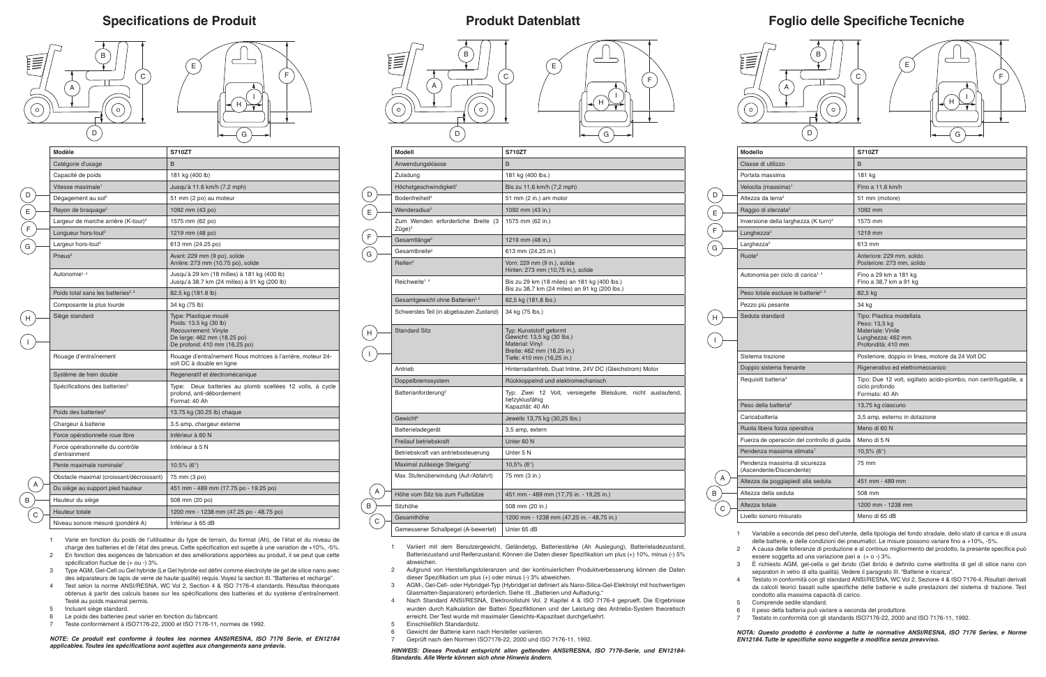# Specifications de Produit

B
A
C
D
E
F
H
I
G

| | Modèle | S710ZT |
|---|---|---|
| | Catégorie d'usage | B |
| | Capacité de poids | 181 kg (400 lb) |
| | Vitesse maximale[1] | Jusqu'à 11.6 km/h (7.2 mph) |
| D | Dégagement au sol[2] | 51 mm (2 po) au moteur |
| E | Rayon de braquage[2] | 1092 mm (43 po) |
| | Largeur de marche arrière (K-tour)[2] | 1575 mm (62 po) |
| F | Longueur hors-tout[2] | 1219 mm (48 po) |
| G | Largeur hors-tout[2] | 613 mm (24.25 po) |
| | Pneus[2] | Avant: 229 mm (9 po), solide<br>Arrière: 273 mm (10.75 po), solide |
| | Autonomie[1, 4] | Jusqu'à 29 km (18 miles) à 181 kg (400 lb)<br>Jusqu'à 38.7 km (24 miles) à 91 kg (200 lb) |
| | Poids total sans les batteries[2, 5] | 82.5 kg (181.8 lb) |
| | Composante la plus lourde | 34 kg (75 lb) |
| H<br>I | Siège standard | Type: Plastique moulé<br>Poids: 13.5 kg (30 lb)<br>Recouvrement: Vinyle<br>De large: 462 mm (18.25 po)<br>De profond: 410 mm (16.25 po) |
| | Rouage d'entraînement | Rouage d'entraînement Rous motrices à l'arrière, moteur 24-volt DC à double en ligne |
| | Système de frein double | Regeneratif et électromécanique |
| | Spécifications des batteries[3] | Type: Deux batteries au plomb scellées 12 volts, à cycle profond, anti-débordement<br>Format: 40 Ah |
| | Poids des batteries[6] | 13.75 kg (30.25 lb) chaque |
| | Chargeur à batterie | 3.5 amp, chargeur externe |
| | Force opérationnelle roue libre | Inférieur à 60 N |
| | Force opérationnelle du contrôle d'entraînment | Inférieur à 5 N |
| | Pente maximale nominale[7] | 10.5% (6°) |
| | Obstacle maximal (croissant/décroissant) | 75 mm (3 po) |
| A | Du siège au support pied hauteur | 451 mm - 489 mm (17.75 po - 19.25 po) |
| B | Hauteur du siège | 508 mm (20 po) |
| C | Hauteur totale | 1200 mm - 1238 mm (47.25 po - 48.75 po) |
| | Niveau sonore mesuré (pondéré A) | Inférieur à 65 dB |

1 Varie en fonction du poids de l'utilisateur du type de terrain, du format (Ah), de l'état et du niveau de charge des batteries et de l'état des pneus. Cette spécification est sujette à une variation de +10%, -5%.
2 En fonction des exigences de fabrication et des améliorations apportées au produit, il se peut que cette spécification fluctue de (+ ou -) 3%.
3 Type AGM, Gel-Cell ou Gel hybride (Le Gel hybride est défini comme électrolyte de gel de silice nano avec des séparateurs de tapis de verre de haute qualité) requis. Voyez la section III. "Batteries et recharge".
4 Test selon la norme ANSI/RESNA, WC Vol 2, Section 4 & ISO 7176-4 standards. Résultas théoriques obtenus à partir des calculs bases sur les spécifications des batteries et du système d'entraînement. Testé au poids maximal permis.
5 Incluant siège standard.
6 Le poids des batteries peut varier en fonction du fabricant.
7 Teste conformément à ISO7176-22, 2000 et ISO 7176-11, normes de 1992.

***NOTE: Ce produit est conforme à toutes les normes ANSI/RESNA, ISO 7176 Serie, et EN12184 applicables. Toutes les spécifications sont sujettes aux changements sans préavis.***

# Produkt Datenblatt

B
A
C
D
E
F
H
I
G

| | Modell | S710ZT |
|---|---|---|
| | Anwendungsklasse | B |
| | Zuladung | 181 kg (400 lbs.) |
| | Höchstgeschwindigkeit[1] | Bis zu 11,6 km/h (7,2 mph) |
| D | Bodenfreiheit[2] | 51 mm (2 in.) am motor |
| E | Wenderadius[2] | 1092 mm (43 in.) |
| | Zum Wenden erforderliche Breite (3 Züge)[2] | 1575 mm (62 in.) |
| F | Gesamtlänge[2] | 1219 mm (48 in.) |
| G | Gesamtbreite[2] | 613 mm (24,25 in.) |
| | Reifen[2] | Vorn: 229 mm (9 in.), solide<br>Hinten: 273 mm (10,75 in.), solide |
| | Reichweite[1, 4] | Bis zu 29 km (18 miles) an 181 kg (400 lbs.)<br>Bis zu 38,7 km (24 miles) an 91 kg (200 lbs.) |
| | Gesamtgewicht ohne Batterien[2, 5] | 82,5 kg (181,8 lbs.) |
| | Schwerstes Teil (in abgebauten Zustand) | 34 kg (75 lbs.) |
| H<br>I | Standard Sitz | Typ: Kunststoff geformt<br>Gewicht: 13,5 kg (30 lbs.)<br>Material: Vinyl<br>Breite: 462 mm (18,25 in.)<br>Tiefe: 410 mm (16,25 in.) |
| | Antrieb | Hinterradantrieb, Dual Inline, 24V DC (Gleichstrom) Motor |
| | Doppelbremssystem | Rückkoppelnd und elektromechanisch |
| | Batterianforderung[3] | Typ: Zwei 12 Volt, versiegelte Bleisäure, nicht auslaufend, tiefzyklusfähig<br>Kapazität: 40 Ah |
| | Gewicht[6] | Jeweils 13,75 kg (30,25 lbs.) |
| | Batterieladegerät | 3,5 amp, extern |
| | Freilauf betriebskraft | Unter 60 N |
| | Betriebskraft van antriebssteuerung | Unter 5 N |
| | Maximal zulässige Steigung[7] | 10,5% (6°) |
| | Max. Stufenüberwindung (Auf-/Abfahrt) | 75 mm (3 in.) |
| A | Höhe vom Sitz bis zum Fußstütze | 451 mm - 489 mm (17,75 in. - 19,25 in.) |
| B | Sitzhöhe | 508 mm (20 in.) |
| C | Gesamthöhe | 1200 mm - 1238 mm (47,25 in. - 48,75 in.) |
| | Gemessener Schallpegel (A-bewertet) | Unter 65 dB |

1 Variiert mit dem Benutzergewicht, Geländetyp, Batteriestärke (Ah Auslegung), Batterieladezustand, Batteriezustand und Reifenzustand. Können die Daten dieser Spezifikation um plus (+) 10%, minus (-) 5% abweichen.
2 Aufgrund von Herstellungstoleranzen und der kontinuierlichen Produktverbesserung können die Daten dieser Spezifikation um plus (+) oder minus (-) 3% abweichen.
3 AGM-, Gel-Cell- oder Hybridgel-Typ (Hybridgel ist definiert als Nano-Silica-Gel-Elektrolyt mit hochwertigen Glasmatten-Separatoren) erforderlich. Siehe III. „Batterien und Aufladung."
4 Nach Standard ANSI/RESNA, Elektrorollstuhl Vol. 2 Kapitel 4 & ISO 7176-4 geprueft. Die Ergebnisse wurden durch Kalkulation der Batteri Spezifiktionen und der Leistung des Antriebs-System theoretisch erreicht. Der Test wurde mit maximaler Gewichts-Kapazitaet durchgefuehrt.
5 Einschließlich Standardsitz.
6 Gewicht der Batterie kann nach Hersteller variieren.
7 Geprüft nach den Normen ISO7176-22, 2000 und ISO 7176-11, 1992.

***HINWEIS: Dieses Produkt entspricht allen geltenden ANSI/RESNA, ISO 7176-Serie, und EN12184-Standards. Alle Werte können sich ohne Hinweis ändern.***

# Foglio delle Specifiche Tecniche

B
A
C
D
E
F
H
I
G

| | Modello | S710ZT |
|---|---|---|
| | Classe di utilizzo | B |
| | Portata massima | 181 kg |
| | Velocita (massima)[1] | Fino a 11,6 km/h |
| D | Altezza da terra[2] | 51 mm (motore) |
| E | Raggio di sterzata[2] | 1092 mm |
| | Inversione della larghezza (K turn)[2] | 1575 mm |
| F | Lunghezza[2] | 1219 mm |
| G | Larghezza[2] | 613 mm |
| | Ruote[2] | Anteriore: 229 mm, solido<br>Posteriore: 273 mm, solido |
| | Autonomia per ciclo di carica[1, 4] | Fino a 29 km a 181 kg<br>Fino a 38,7 km a 91 kg |
| | Peso totale escluse le batterie[2, 5] | 82,5 kg |
| | Pezzo più pesante | 34 kg |
| H<br>I | Seduta standard | Tipo: Plastica modellata<br>Peso: 13,5 kg<br>Materiale: Vinile<br>Lunghezza: 462 mm<br>Profondità: 410 mm |
| | Sistema trazione | Posteriore, doppio in linea, motore da 24 Volt DC |
| | Doppio sistema frenante | Rigenerativo ed elettromeccanico |
| | Requisiti batteria[3] | Tipo: Due 12 volt, sigillato acido-piombo, non centrifugabile, a ciclo profondo<br>Formato: 40 Ah |
| | Peso della batteria[6] | 13,75 kg ciascuno |
| | Caricabatteria | 3,5 amp, esterno in dotazione |
| | Ruota libera forza operativa | Meno di 60 N |
| | Fuerza de operación del controllo di guida | Meno di 5 N |
| | Pendenza massima stimata[7] | 10,5% (6°) |
| | Pendenza massima di sicurezza (Ascendente/Discendente) | 75 mm |
| A | Altezza da poggiapiedi alla seduta | 451 mm - 489 mm |
| B | Altezza della seduta | 508 mm |
| C | Altezza totale | 1200 mm - 1238 mm |
| | Livello sonoro misurato | Meno di 65 dB |

1 Variabile a seconda del peso dell'utente, della tipologia del fondo stradale, dello stato di carica e di usura delle batterie, e delle condizioni dei pneumatici. Le misure possono variare fino a +10%, -5%.
2 A causa delle tolleranze di produzione e al continuo miglioramento del prodotto, la presente specifica può essere soggetta ad una variazione pari a (+ o -) 3%.
3 È richiesto AGM, gel-cella o gel ibrido (Gel ibrido è definito come elettrolita di gel di silice nano con separatori in vetro di alta qualità). Vedere il paragrafo III. "Batterie e ricarica".
4 Testato in conformità con gli standard ANSI/RESNA, WC Vol 2, Sezione 4 & ISO 7176-4. Risultati derivati da calcoli teorici basati sulle specifiche delle batterie e sulle prestazioni del sistema di trazione. Test condotto alla massima capacità di carico.
5 Comprende sedile standard.
6 Il peso della batteria può variare a seconda del produttore.
7 Testato in conformità con gli standards ISO7176-22, 2000 and ISO 7176-11, 1992.

***NOTA: Questo prodotto è conforme a tutte le normative ANSI/RESNA, ISO 7176 Series, e Norme EN12184. Tutte le specifiche sono soggette a modifica senza preavviso.***